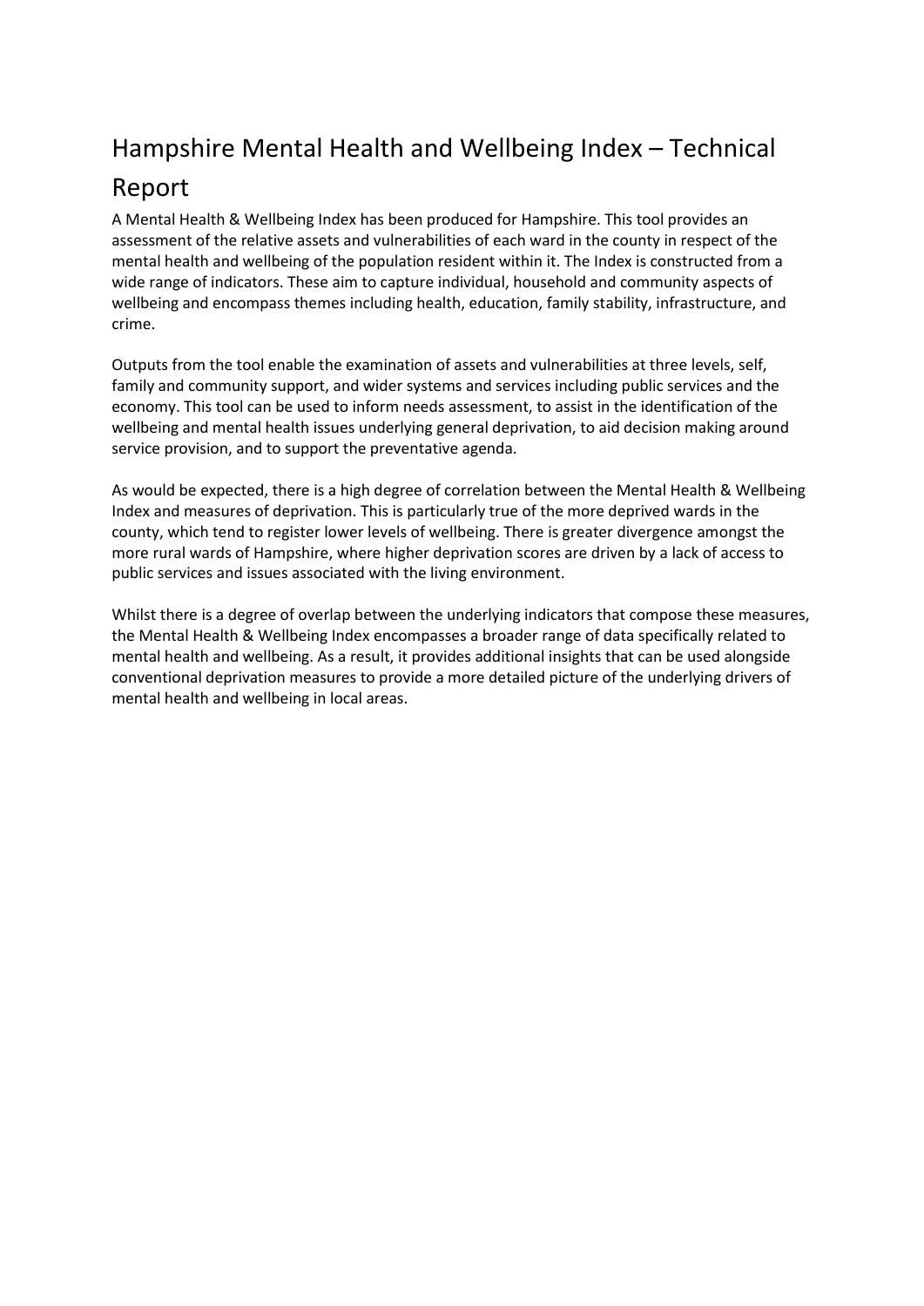# Hampshire Mental Health and Wellbeing Index – Technical Report

A Mental Health & Wellbeing Index has been produced for Hampshire. This tool provides an assessment of the relative assets and vulnerabilities of each ward in the county in respect of the mental health and wellbeing of the population resident within it. The Index is constructed from a wide range of indicators. These aim to capture individual, household and community aspects of wellbeing and encompass themes including health, education, family stability, infrastructure, and crime.

Outputs from the tool enable the examination of assets and vulnerabilities at three levels, self, family and community support, and wider systems and services including public services and the economy. This tool can be used to inform needs assessment, to assist in the identification of the wellbeing and mental health issues underlying general deprivation, to aid decision making around service provision, and to support the preventative agenda.

As would be expected, there is a high degree of correlation between the Mental Health & Wellbeing Index and measures of deprivation. This is particularly true of the more deprived wards in the county, which tend to register lower levels of wellbeing. There is greater divergence amongst the more rural wards of Hampshire, where higher deprivation scores are driven by a lack of access to public services and issues associated with the living environment.

Whilst there is a degree of overlap between the underlying indicators that compose these measures, the Mental Health & Wellbeing Index encompasses a broader range of data specifically related to mental health and wellbeing. As a result, it provides additional insights that can be used alongside conventional deprivation measures to provide a more detailed picture of the underlying drivers of mental health and wellbeing in local areas.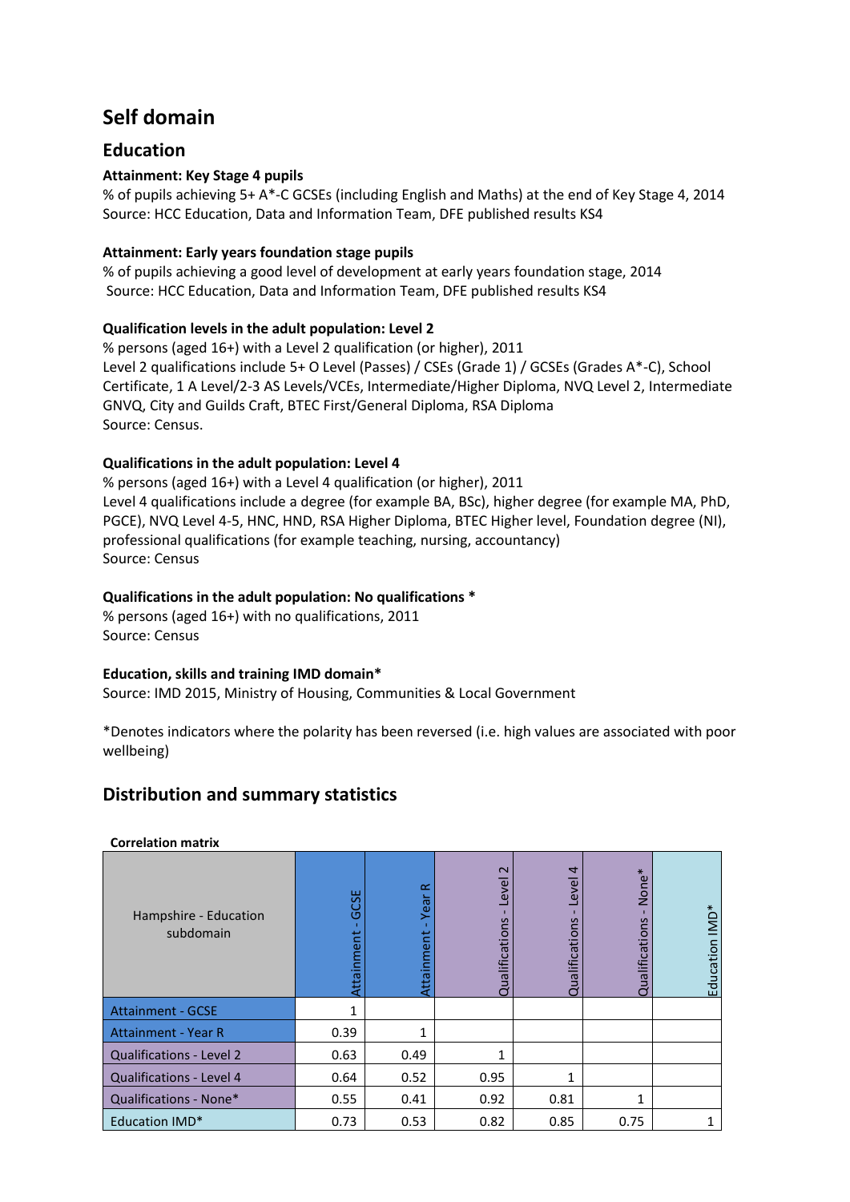## Self domain

### Education

**Attainment: Key Stage 4 pupils**

% of pupils achieving 5+ A*-C GCSEs (including English and Maths) at the end of Key Stage 4, 2014
Source: HCC Education, Data and Information Team, DFE published results KS4

**Attainment: Early years foundation stage pupils**

% of pupils achieving a good level of development at early years foundation stage, 2014
Source: HCC Education, Data and Information Team, DFE published results KS4

**Qualification levels in the adult population: Level 2**

% persons (aged 16+) with a Level 2 qualification (or higher), 2011
Level 2 qualifications include 5+ O Level (Passes) / CSEs (Grade 1) / GCSEs (Grades A*-C), School Certificate, 1 A Level/2-3 AS Levels/VCEs, Intermediate/Higher Diploma, NVQ Level 2, Intermediate GNVQ, City and Guilds Craft, BTEC First/General Diploma, RSA Diploma
Source: Census.

**Qualifications in the adult population: Level 4**

% persons (aged 16+) with a Level 4 qualification (or higher), 2011
Level 4 qualifications include a degree (for example BA, BSc), higher degree (for example MA, PhD, PGCE), NVQ Level 4-5, HNC, HND, RSA Higher Diploma, BTEC Higher level, Foundation degree (NI), professional qualifications (for example teaching, nursing, accountancy)
Source: Census

**Qualifications in the adult population: No qualifications ***

% persons (aged 16+) with no qualifications, 2011
Source: Census

**Education, skills and training IMD domain***

Source: IMD 2015, Ministry of Housing, Communities & Local Government

*Denotes indicators where the polarity has been reversed (i.e. high values are associated with poor wellbeing)

## Distribution and summary statistics

**Correlation matrix**

| Hampshire - Education subdomain | Attainment - GCSE | Attainment - Year R | Qualifications - Level 2 | Qualifications - Level 4 | Qualifications - None* | Education IMD* |
|---|---|---|---|---|---|---|
| Attainment - GCSE | 1 | | | | | |
| Attainment - Year R | 0.39 | 1 | | | | |
| Qualifications - Level 2 | 0.63 | 0.49 | 1 | | | |
| Qualifications - Level 4 | 0.64 | 0.52 | 0.95 | 1 | | |
| Qualifications - None* | 0.55 | 0.41 | 0.92 | 0.81 | 1 | |
| Education IMD* | 0.73 | 0.53 | 0.82 | 0.85 | 0.75 | 1 |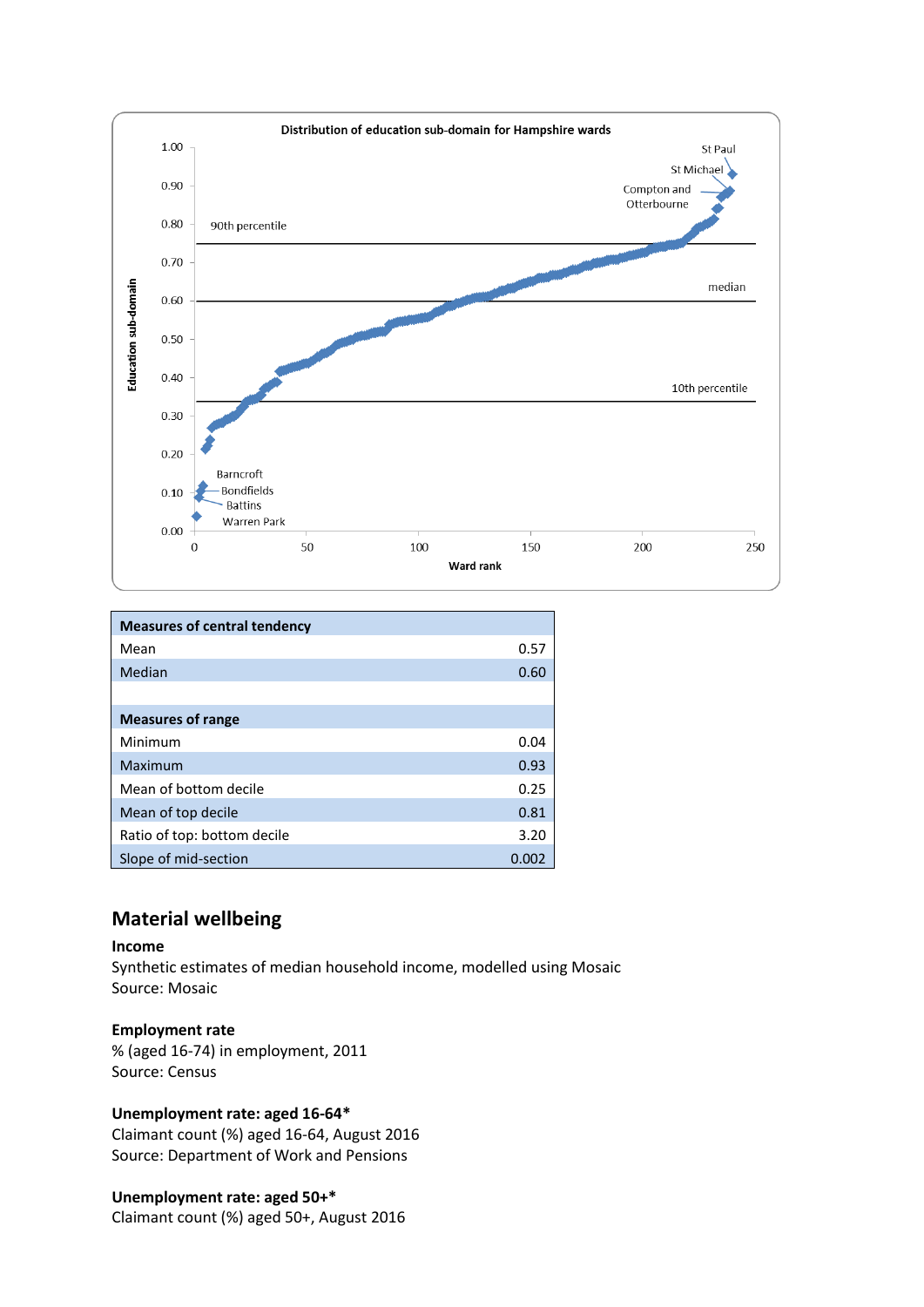**Distribution of education sub-domain for Hampshire wards**

| Measures of central tendency | |
|---|---|
| Mean | 0.57 |
| Median | 0.60 |
| | |
| **Measures of range** | |
| Minimum | 0.04 |
| Maximum | 0.93 |
| Mean of bottom decile | 0.25 |
| Mean of top decile | 0.81 |
| Ratio of top: bottom decile | 3.20 |
| Slope of mid-section | 0.002 |

## Material wellbeing

**Income**
Synthetic estimates of median household income, modelled using Mosaic
Source: Mosaic

**Employment rate**
% (aged 16-74) in employment, 2011
Source: Census

**Unemployment rate: aged 16-64***
Claimant count (%) aged 16-64, August 2016
Source: Department of Work and Pensions

**Unemployment rate: aged 50+***
Claimant count (%) aged 50+, August 2016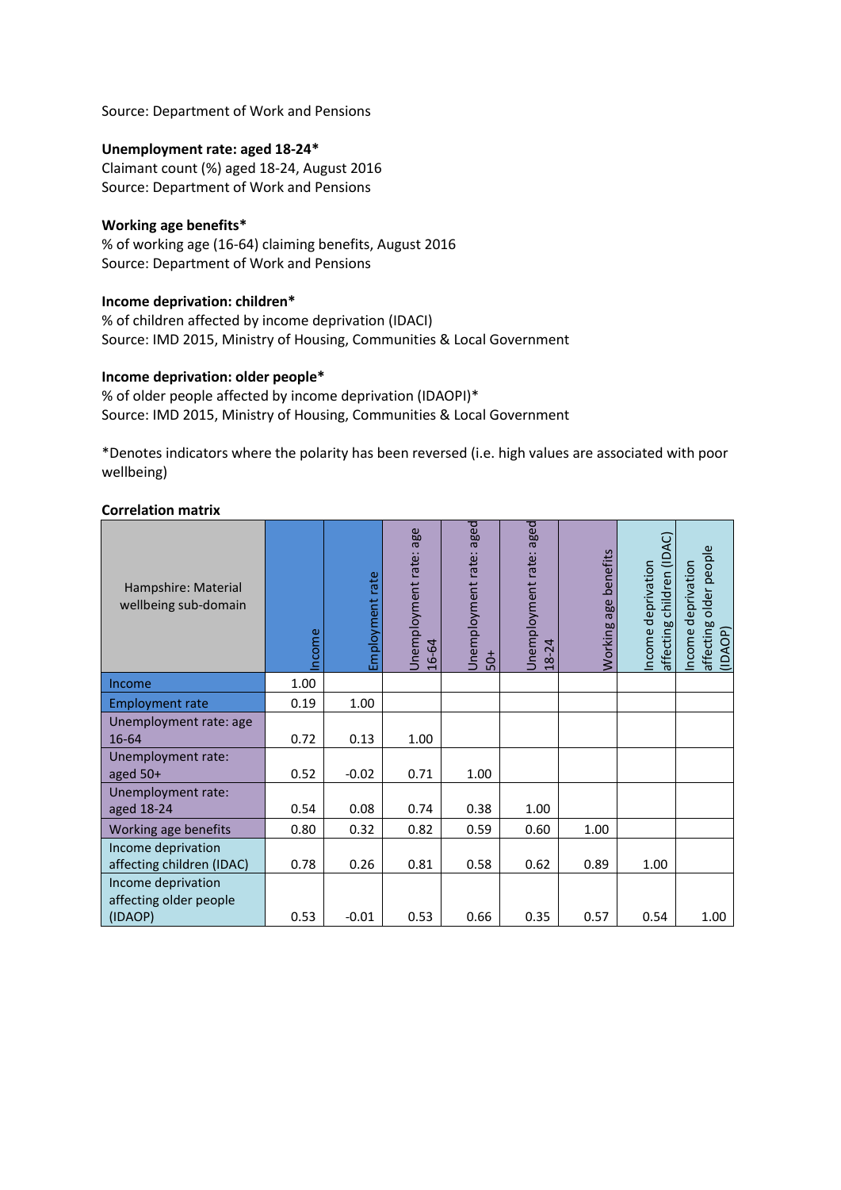Source: Department of Work and Pensions

**Unemployment rate: aged 18-24***
Claimant count (%) aged 18-24, August 2016
Source: Department of Work and Pensions

**Working age benefits***
% of working age (16-64) claiming benefits, August 2016
Source: Department of Work and Pensions

**Income deprivation: children***
% of children affected by income deprivation (IDACI)
Source: IMD 2015, Ministry of Housing, Communities & Local Government

**Income deprivation: older people***
% of older people affected by income deprivation (IDAOPI)*
Source: IMD 2015, Ministry of Housing, Communities & Local Government

*Denotes indicators where the polarity has been reversed (i.e. high values are associated with poor wellbeing)

**Correlation matrix**

| Hampshire: Material wellbeing sub-domain | Income | Employment rate | Unemployment rate: age 16-64 | Unemployment rate: aged 50+ | Unemployment rate: aged 18-24 | Working age benefits | Income deprivation affecting children (IDAC) | Income deprivation affecting older people (IDAOP) |
|---|---|---|---|---|---|---|---|---|
| Income | 1.00 | | | | | | | |
| Employment rate | 0.19 | 1.00 | | | | | | |
| Unemployment rate: age 16-64 | 0.72 | 0.13 | 1.00 | | | | | |
| Unemployment rate: aged 50+ | 0.52 | -0.02 | 0.71 | 1.00 | | | | |
| Unemployment rate: aged 18-24 | 0.54 | 0.08 | 0.74 | 0.38 | 1.00 | | | |
| Working age benefits | 0.80 | 0.32 | 0.82 | 0.59 | 0.60 | 1.00 | | |
| Income deprivation affecting children (IDAC) | 0.78 | 0.26 | 0.81 | 0.58 | 0.62 | 0.89 | 1.00 | |
| Income deprivation affecting older people (IDAOP) | 0.53 | -0.01 | 0.53 | 0.66 | 0.35 | 0.57 | 0.54 | 1.00 |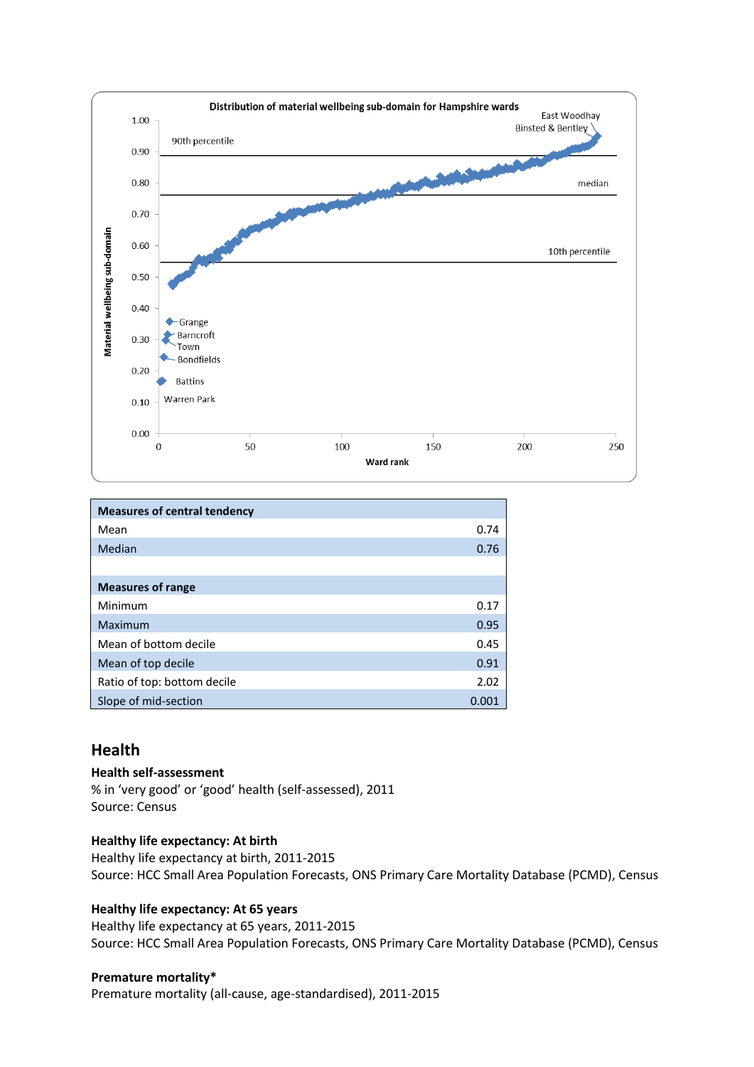| Measures of central tendency | |
|---|---|
| Mean | 0.74 |
| Median | 0.76 |
| | |
| **Measures of range** | |
| Minimum | 0.17 |
| Maximum | 0.95 |
| Mean of bottom decile | 0.45 |
| Mean of top decile | 0.91 |
| Ratio of top: bottom decile | 2.02 |
| Slope of mid-section | 0.001 |

## Health

**Health self-assessment**
% in 'very good' or 'good' health (self-assessed), 2011
Source: Census

**Healthy life expectancy: At birth**
Healthy life expectancy at birth, 2011-2015
Source: HCC Small Area Population Forecasts, ONS Primary Care Mortality Database (PCMD), Census

**Healthy life expectancy: At 65 years**
Healthy life expectancy at 65 years, 2011-2015
Source: HCC Small Area Population Forecasts, ONS Primary Care Mortality Database (PCMD), Census

**Premature mortality***
Premature mortality (all-cause, age-standardised), 2011-2015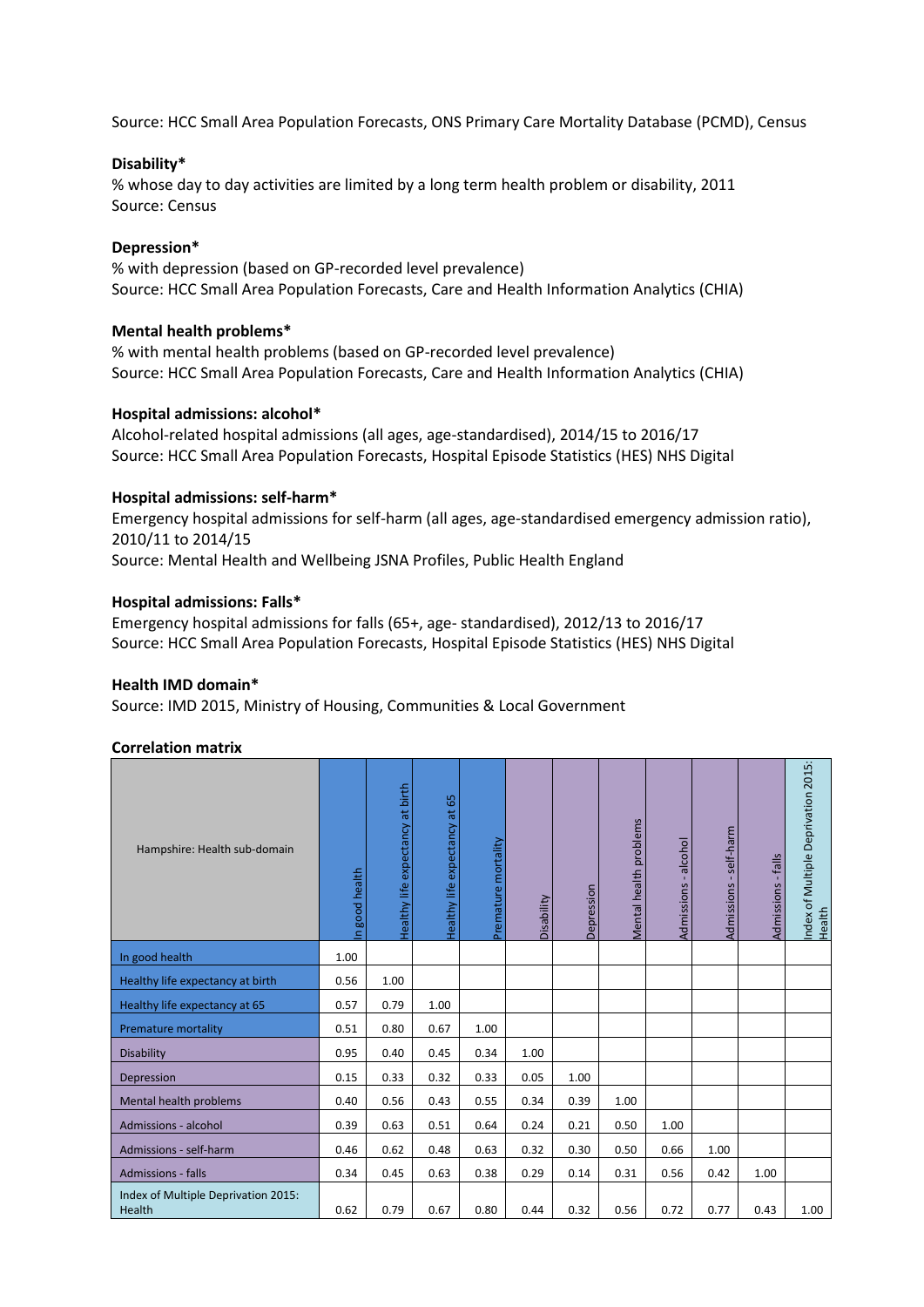Source: HCC Small Area Population Forecasts, ONS Primary Care Mortality Database (PCMD), Census

**Disability***

% whose day to day activities are limited by a long term health problem or disability, 2011
Source: Census

**Depression***

% with depression (based on GP-recorded level prevalence)
Source: HCC Small Area Population Forecasts, Care and Health Information Analytics (CHIA)

**Mental health problems***

% with mental health problems (based on GP-recorded level prevalence)
Source: HCC Small Area Population Forecasts, Care and Health Information Analytics (CHIA)

**Hospital admissions: alcohol***

Alcohol-related hospital admissions (all ages, age-standardised), 2014/15 to 2016/17
Source: HCC Small Area Population Forecasts, Hospital Episode Statistics (HES) NHS Digital

**Hospital admissions: self-harm***

Emergency hospital admissions for self-harm (all ages, age-standardised emergency admission ratio), 2010/11 to 2014/15
Source: Mental Health and Wellbeing JSNA Profiles, Public Health England

**Hospital admissions: Falls***

Emergency hospital admissions for falls (65+, age- standardised), 2012/13 to 2016/17
Source: HCC Small Area Population Forecasts, Hospital Episode Statistics (HES) NHS Digital

**Health IMD domain***

Source: IMD 2015, Ministry of Housing, Communities & Local Government

**Correlation matrix**

| Hampshire: Health sub-domain | In good health | Healthy life expectancy at birth | Healthy life expectancy at 65 | Premature mortality | Disability | Depression | Mental health problems | Admissions - alcohol | Admissions - self-harm | Admissions - falls | Index of Multiple Deprivation 2015: Health |
|---|---|---|---|---|---|---|---|---|---|---|---|
| In good health | 1.00 | | | | | | | | | | |
| Healthy life expectancy at birth | 0.56 | 1.00 | | | | | | | | | |
| Healthy life expectancy at 65 | 0.57 | 0.79 | 1.00 | | | | | | | | |
| Premature mortality | 0.51 | 0.80 | 0.67 | 1.00 | | | | | | | |
| Disability | 0.95 | 0.40 | 0.45 | 0.34 | 1.00 | | | | | | |
| Depression | 0.15 | 0.33 | 0.32 | 0.33 | 0.05 | 1.00 | | | | | |
| Mental health problems | 0.40 | 0.56 | 0.43 | 0.55 | 0.34 | 0.39 | 1.00 | | | | |
| Admissions - alcohol | 0.39 | 0.63 | 0.51 | 0.64 | 0.24 | 0.21 | 0.50 | 1.00 | | | |
| Admissions - self-harm | 0.46 | 0.62 | 0.48 | 0.63 | 0.32 | 0.30 | 0.50 | 0.66 | 1.00 | | |
| Admissions - falls | 0.34 | 0.45 | 0.63 | 0.38 | 0.29 | 0.14 | 0.31 | 0.56 | 0.42 | 1.00 | |
| Index of Multiple Deprivation 2015: Health | 0.62 | 0.79 | 0.67 | 0.80 | 0.44 | 0.32 | 0.56 | 0.72 | 0.77 | 0.43 | 1.00 |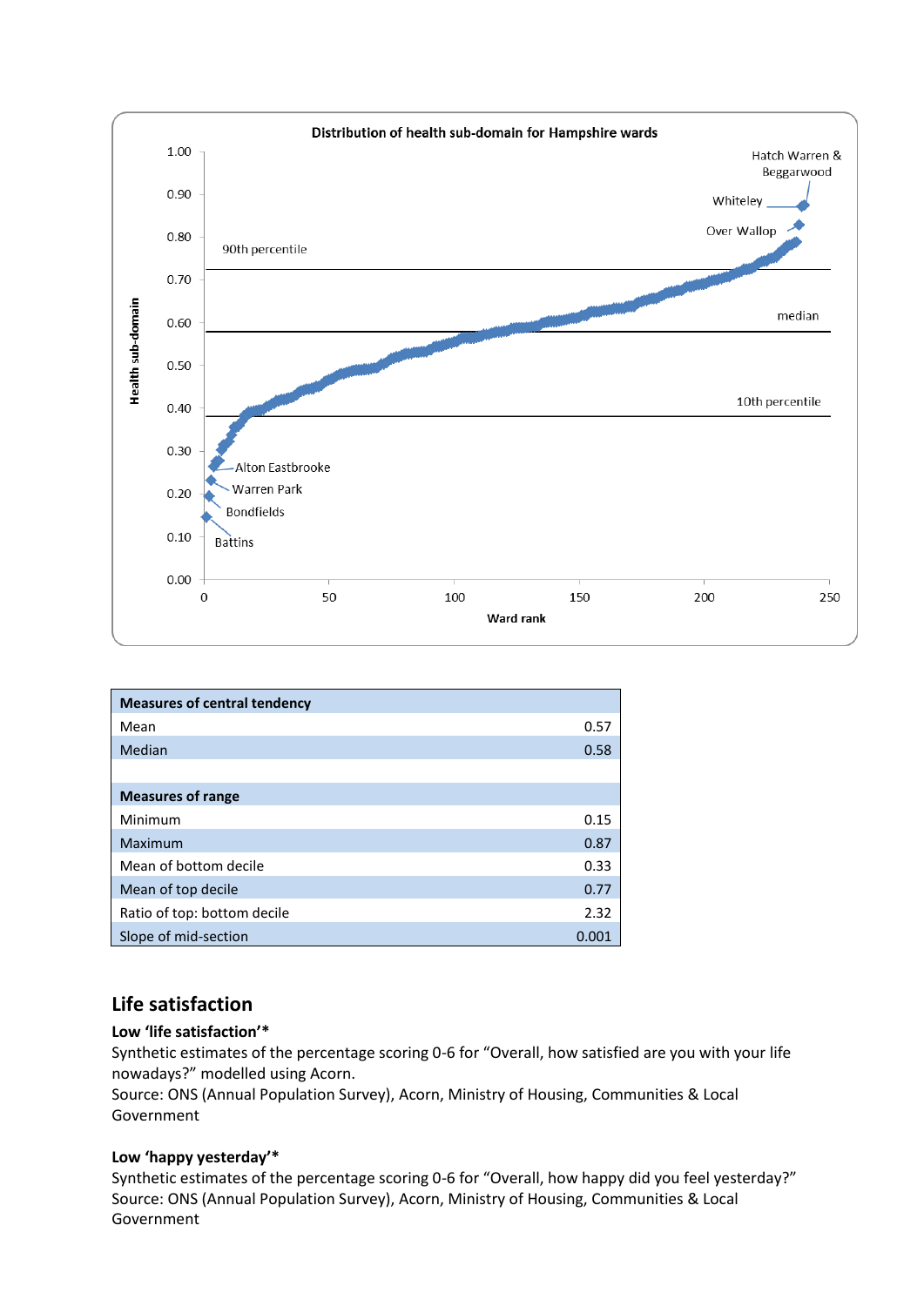**Distribution of health sub-domain for Hampshire wards**

| Measures of central tendency | |
|---|---|
| Mean | 0.57 |
| Median | 0.58 |
| | |
| **Measures of range** | |
| Minimum | 0.15 |
| Maximum | 0.87 |
| Mean of bottom decile | 0.33 |
| Mean of top decile | 0.77 |
| Ratio of top: bottom decile | 2.32 |
| Slope of mid-section | 0.001 |

## Life satisfaction

**Low 'life satisfaction'***

Synthetic estimates of the percentage scoring 0-6 for "Overall, how satisfied are you with your life nowadays?" modelled using Acorn.
Source: ONS (Annual Population Survey), Acorn, Ministry of Housing, Communities & Local Government

**Low 'happy yesterday'***

Synthetic estimates of the percentage scoring 0-6 for "Overall, how happy did you feel yesterday?"
Source: ONS (Annual Population Survey), Acorn, Ministry of Housing, Communities & Local Government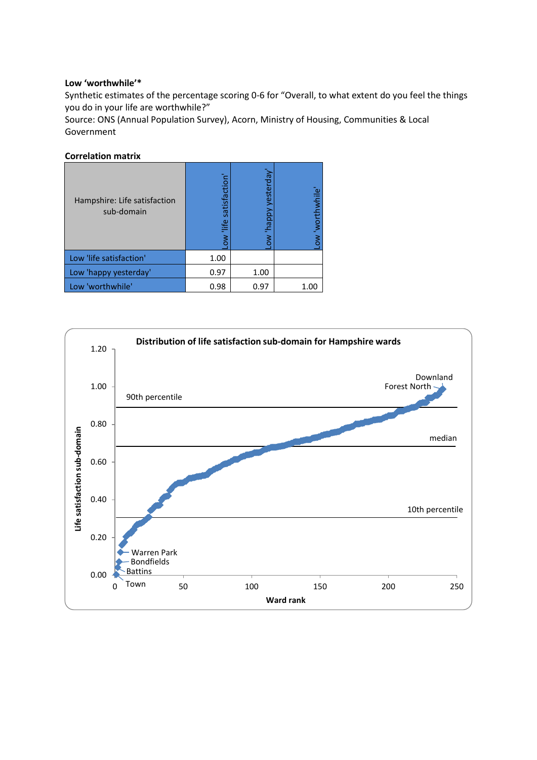**Low 'worthwhile'***

Synthetic estimates of the percentage scoring 0-6 for "Overall, to what extent do you feel the things you do in your life are worthwhile?"

Source: ONS (Annual Population Survey), Acorn, Ministry of Housing, Communities & Local Government

**Correlation matrix**

| Hampshire: Life satisfaction sub-domain | Low 'life satisfaction' | Low 'happy yesterday' | Low 'worthwhile' |
|---|---|---|---|
| Low 'life satisfaction' | 1.00 | | |
| Low 'happy yesterday' | 0.97 | 1.00 | |
| Low 'worthwhile' | 0.98 | 0.97 | 1.00 |

**Distribution of life satisfaction sub-domain for Hampshire wards**

Life satisfaction sub-domain (y-axis, 0.00–1.20) vs Ward rank (x-axis, 0–250). Reference lines: 90th percentile, median, 10th percentile. Labelled wards: Downland, Forest North, Warren Park, Bondfields, Battins, Town.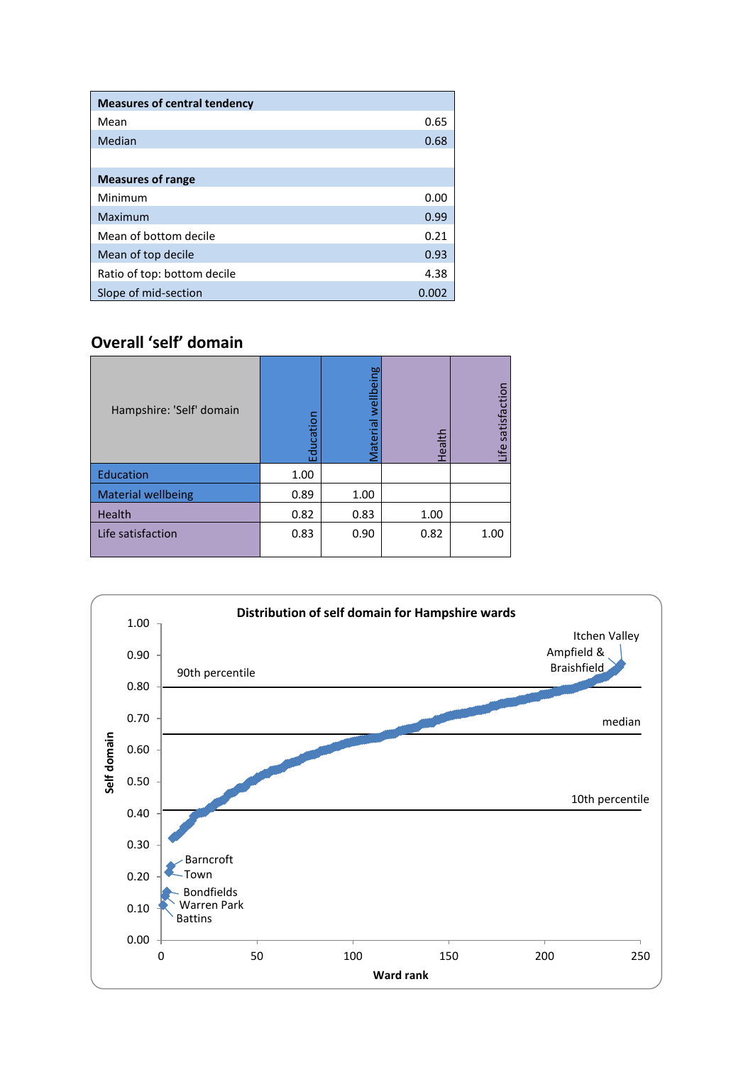| Measures of central tendency | |
|---|---|
| Mean | 0.65 |
| Median | 0.68 |
| | |
| **Measures of range** | |
| Minimum | 0.00 |
| Maximum | 0.99 |
| Mean of bottom decile | 0.21 |
| Mean of top decile | 0.93 |
| Ratio of top: bottom decile | 4.38 |
| Slope of mid-section | 0.002 |

## Overall 'self' domain

| Hampshire: 'Self' domain | Education | Material wellbeing | Health | Life satisfaction |
|---|---|---|---|---|
| Education | 1.00 | | | |
| Material wellbeing | 0.89 | 1.00 | | |
| Health | 0.82 | 0.83 | 1.00 | |
| Life satisfaction | 0.83 | 0.90 | 0.82 | 1.00 |

**Distribution of self domain for Hampshire wards**

Self domain (y-axis, 0.00–1.00); Ward rank (x-axis, 0–250). Reference lines: 90th percentile, median, 10th percentile. Labelled wards: Itchen Valley, Ampfield & Braishfield, Barncroft, Town, Bondfields, Warren Park, Battins.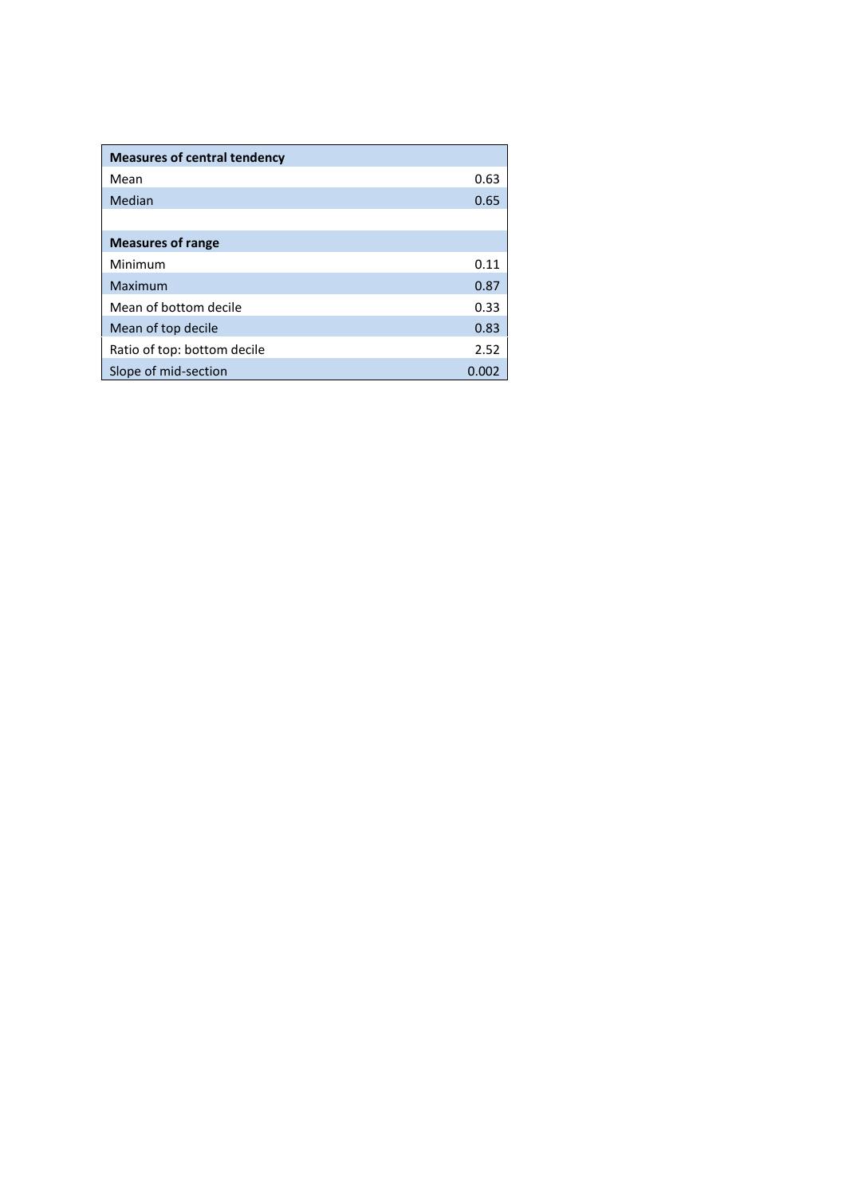| Measures of central tendency | |
|---|---|
| Mean | 0.63 |
| Median | 0.65 |
| | |
| **Measures of range** | |
| Minimum | 0.11 |
| Maximum | 0.87 |
| Mean of bottom decile | 0.33 |
| Mean of top decile | 0.83 |
| Ratio of top: bottom decile | 2.52 |
| Slope of mid-section | 0.002 |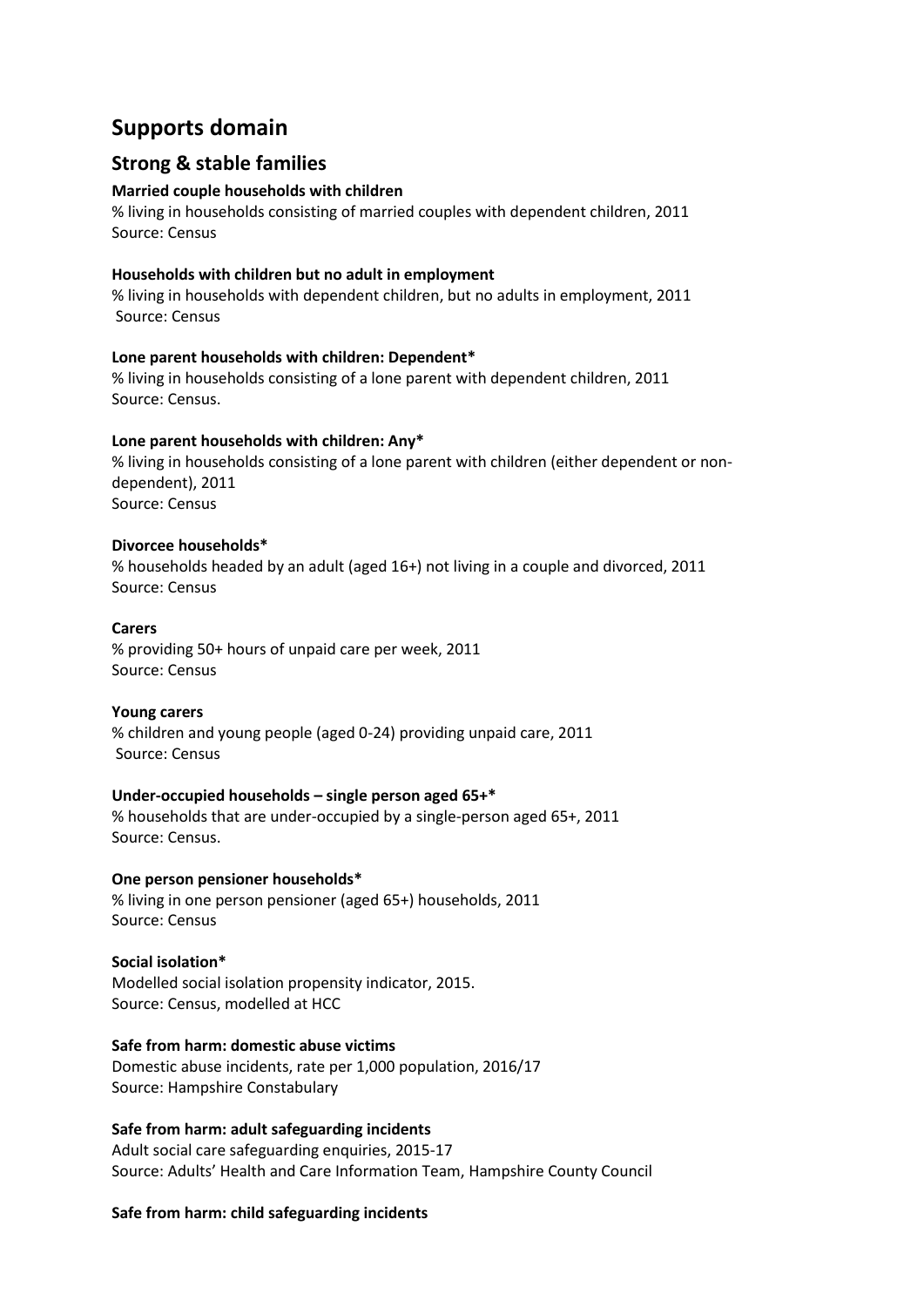# Supports domain

## Strong & stable families

**Married couple households with children**
% living in households consisting of married couples with dependent children, 2011
Source: Census

**Households with children but no adult in employment**
% living in households with dependent children, but no adults in employment, 2011
Source: Census

**Lone parent households with children: Dependent***
% living in households consisting of a lone parent with dependent children, 2011
Source: Census.

**Lone parent households with children: Any***
% living in households consisting of a lone parent with children (either dependent or non-dependent), 2011
Source: Census

**Divorcee households***
% households headed by an adult (aged 16+) not living in a couple and divorced, 2011
Source: Census

**Carers**
% providing 50+ hours of unpaid care per week, 2011
Source: Census

**Young carers**
% children and young people (aged 0-24) providing unpaid care, 2011
Source: Census

**Under-occupied households – single person aged 65+***
% households that are under-occupied by a single-person aged 65+, 2011
Source: Census.

**One person pensioner households***
% living in one person pensioner (aged 65+) households, 2011
Source: Census

**Social isolation***
Modelled social isolation propensity indicator, 2015.
Source: Census, modelled at HCC

**Safe from harm: domestic abuse victims**
Domestic abuse incidents, rate per 1,000 population, 2016/17
Source: Hampshire Constabulary

**Safe from harm: adult safeguarding incidents**
Adult social care safeguarding enquiries, 2015-17
Source: Adults' Health and Care Information Team, Hampshire County Council

**Safe from harm: child safeguarding incidents**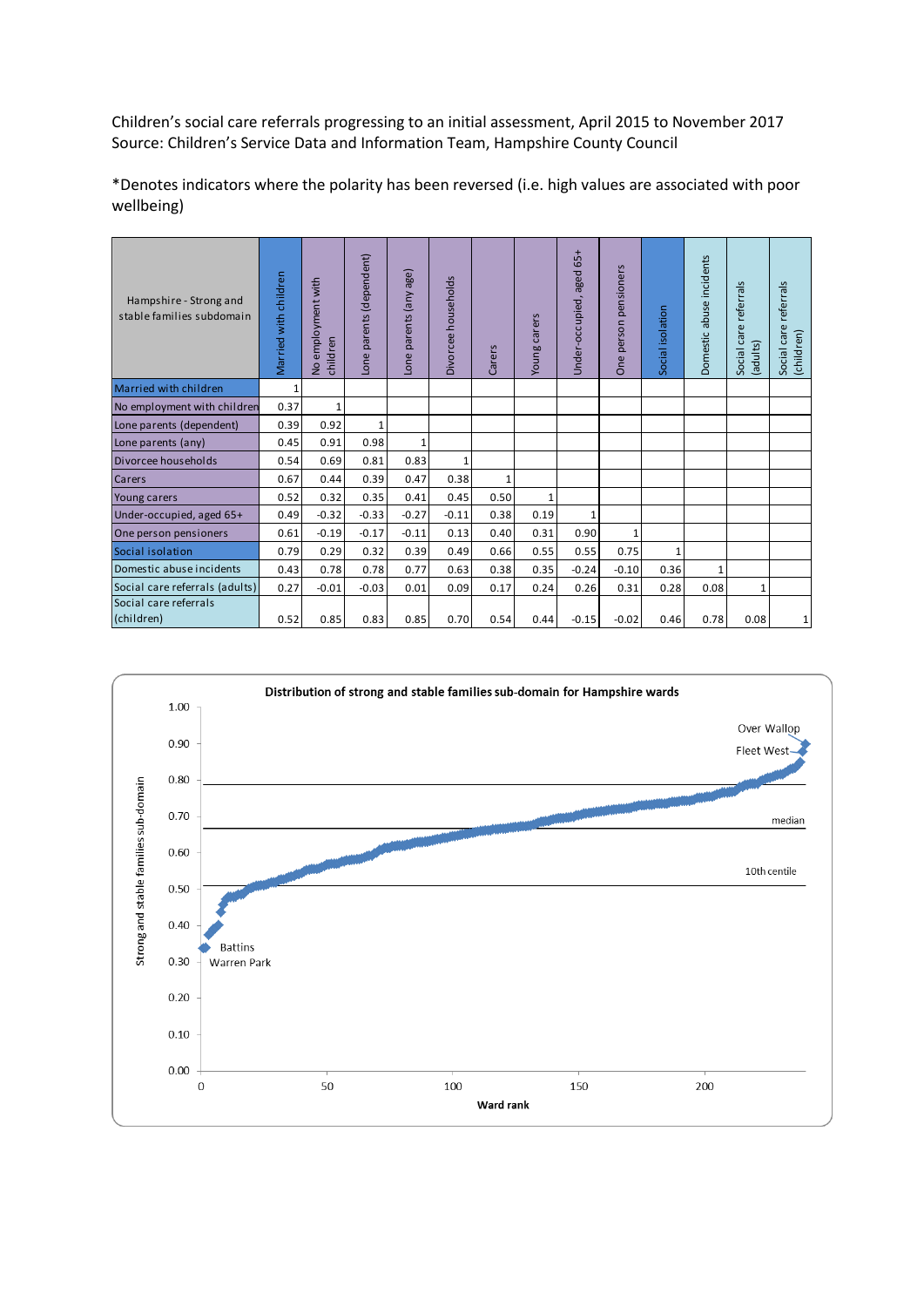Children's social care referrals progressing to an initial assessment, April 2015 to November 2017
Source: Children's Service Data and Information Team, Hampshire County Council

*Denotes indicators where the polarity has been reversed (i.e. high values are associated with poor wellbeing)

| Hampshire - Strong and stable families subdomain | Married with children | No employment with children | Lone parents (dependent) | Lone parents (any age) | Divorcee households | Carers | Young carers | Under-occupied, aged 65+ | One person pensioners | Social isolation | Domestic abuse incidents | Social care referrals (adults) | Social care referrals (children) |
|---|---|---|---|---|---|---|---|---|---|---|---|---|---|
| Married with children | 1 | | | | | | | | | | | | |
| No employment with children | 0.37 | 1 | | | | | | | | | | | |
| Lone parents (dependent) | 0.39 | 0.92 | 1 | | | | | | | | | | |
| Lone parents (any) | 0.45 | 0.91 | 0.98 | 1 | | | | | | | | | |
| Divorcee households | 0.54 | 0.69 | 0.81 | 0.83 | 1 | | | | | | | | |
| Carers | 0.67 | 0.44 | 0.39 | 0.47 | 0.38 | 1 | | | | | | | |
| Young carers | 0.52 | 0.32 | 0.35 | 0.41 | 0.45 | 0.50 | 1 | | | | | | |
| Under-occupied, aged 65+ | 0.49 | -0.32 | -0.33 | -0.27 | -0.11 | 0.38 | 0.19 | 1 | | | | | |
| One person pensioners | 0.61 | -0.19 | -0.17 | -0.11 | 0.13 | 0.40 | 0.31 | 0.90 | 1 | | | | |
| Social isolation | 0.79 | 0.29 | 0.32 | 0.39 | 0.49 | 0.66 | 0.55 | 0.55 | 0.75 | 1 | | | |
| Domestic abuse incidents | 0.43 | 0.78 | 0.78 | 0.77 | 0.63 | 0.38 | 0.35 | -0.24 | -0.10 | 0.36 | 1 | | |
| Social care referrals (adults) | 0.27 | -0.01 | -0.03 | 0.01 | 0.09 | 0.17 | 0.24 | 0.26 | 0.31 | 0.28 | 0.08 | 1 | |
| Social care referrals (children) | 0.52 | 0.85 | 0.83 | 0.85 | 0.70 | 0.54 | 0.44 | -0.15 | -0.02 | 0.46 | 0.78 | 0.08 | 1 |

**Distribution of strong and stable families sub-domain for Hampshire wards**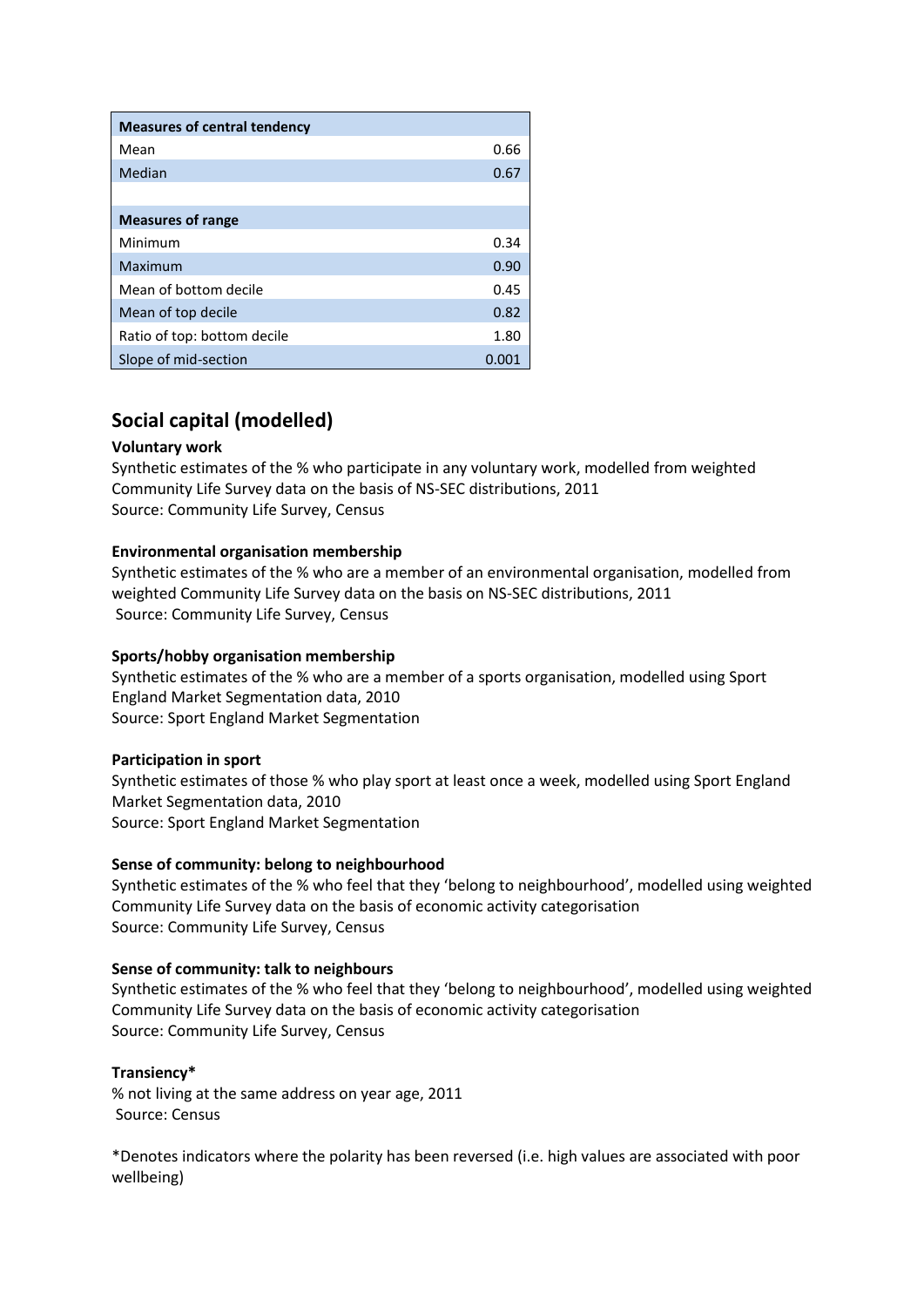| Measures of central tendency | |
|---|---|
| Mean | 0.66 |
| Median | 0.67 |
| | |
| **Measures of range** | |
| Minimum | 0.34 |
| Maximum | 0.90 |
| Mean of bottom decile | 0.45 |
| Mean of top decile | 0.82 |
| Ratio of top: bottom decile | 1.80 |
| Slope of mid-section | 0.001 |

## Social capital (modelled)

**Voluntary work**
Synthetic estimates of the % who participate in any voluntary work, modelled from weighted Community Life Survey data on the basis of NS-SEC distributions, 2011
Source: Community Life Survey, Census

**Environmental organisation membership**
Synthetic estimates of the % who are a member of an environmental organisation, modelled from weighted Community Life Survey data on the basis on NS-SEC distributions, 2011
Source: Community Life Survey, Census

**Sports/hobby organisation membership**
Synthetic estimates of the % who are a member of a sports organisation, modelled using Sport England Market Segmentation data, 2010
Source: Sport England Market Segmentation

**Participation in sport**
Synthetic estimates of those % who play sport at least once a week, modelled using Sport England Market Segmentation data, 2010
Source: Sport England Market Segmentation

**Sense of community: belong to neighbourhood**
Synthetic estimates of the % who feel that they 'belong to neighbourhood', modelled using weighted Community Life Survey data on the basis of economic activity categorisation
Source: Community Life Survey, Census

**Sense of community: talk to neighbours**
Synthetic estimates of the % who feel that they 'belong to neighbourhood', modelled using weighted Community Life Survey data on the basis of economic activity categorisation
Source: Community Life Survey, Census

**Transiency***
% not living at the same address on year age, 2011
Source: Census

*Denotes indicators where the polarity has been reversed (i.e. high values are associated with poor wellbeing)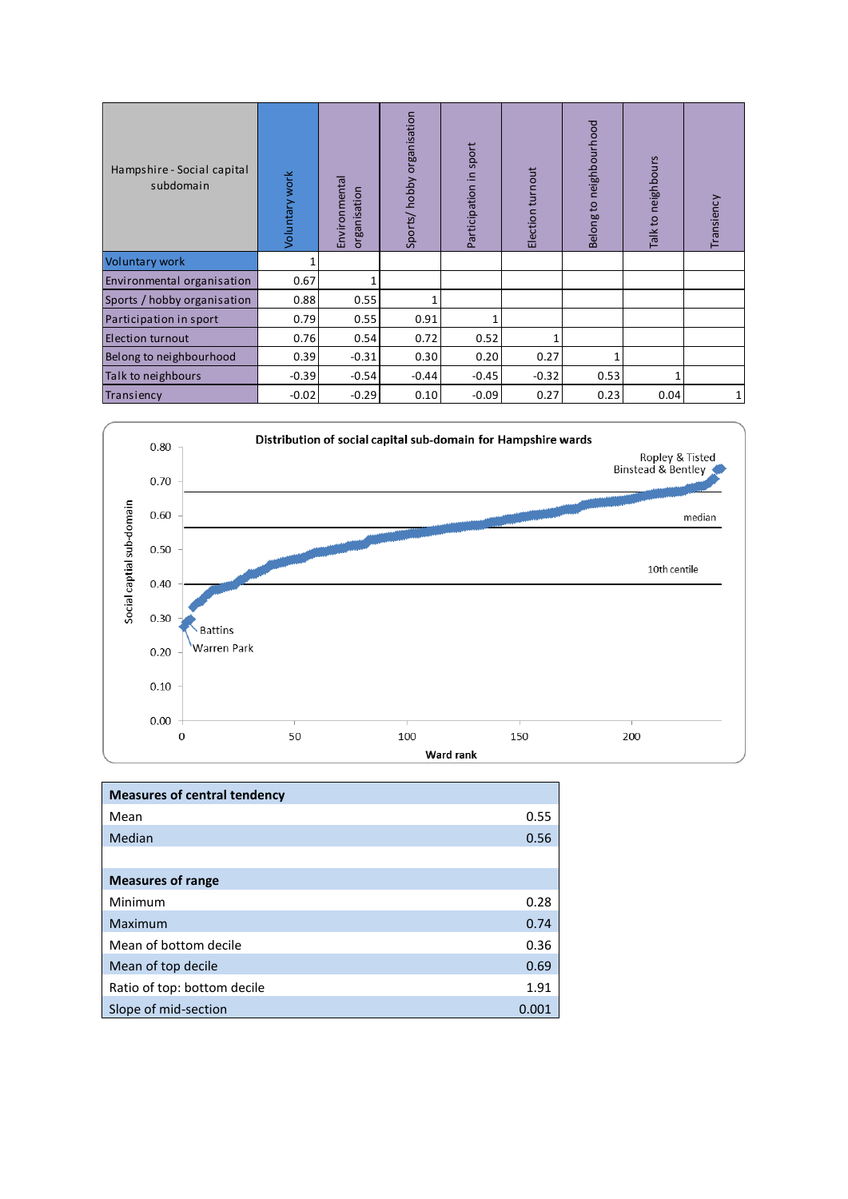| Hampshire - Social capital subdomain | Voluntary work | Environmental organisation | Sports/ hobby organisation | Participation in sport | Election turnout | Belong to neighbourhood | Talk to neighbours | Transiency |
|---|---|---|---|---|---|---|---|---|
| Voluntary work | 1 | | | | | | | |
| Environmental organisation | 0.67 | 1 | | | | | | |
| Sports / hobby organisation | 0.88 | 0.55 | 1 | | | | | |
| Participation in sport | 0.79 | 0.55 | 0.91 | 1 | | | | |
| Election turnout | 0.76 | 0.54 | 0.72 | 0.52 | 1 | | | |
| Belong to neighbourhood | 0.39 | -0.31 | 0.30 | 0.20 | 0.27 | 1 | | |
| Talk to neighbours | -0.39 | -0.54 | -0.44 | -0.45 | -0.32 | 0.53 | 1 | |
| Transiency | -0.02 | -0.29 | 0.10 | -0.09 | 0.27 | 0.23 | 0.04 | 1 |

**Distribution of social capital sub-domain for Hampshire wards**

Social captial sub-domain (y-axis, 0.00–0.80); Ward rank (x-axis, 0–200). Labelled points: Ropley & Tisted, Binstead & Bentley, Battins, Warren Park. Reference lines: median, 10th centile.

| Measures of central tendency | |
|---|---|
| Mean | 0.55 |
| Median | 0.56 |
| | |
| **Measures of range** | |
| Minimum | 0.28 |
| Maximum | 0.74 |
| Mean of bottom decile | 0.36 |
| Mean of top decile | 0.69 |
| Ratio of top: bottom decile | 1.91 |
| Slope of mid-section | 0.001 |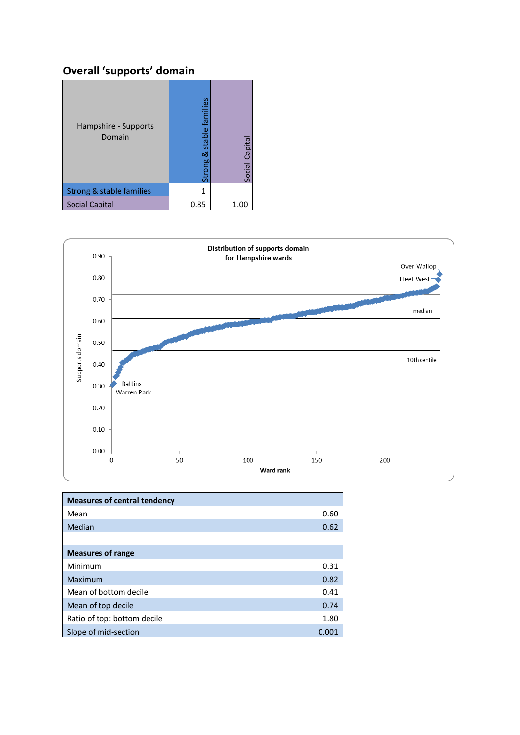## Overall ‘supports’ domain

| Hampshire - Supports Domain | Strong & stable families | Social Capital |
|---|---|---|
| Strong & stable families | 1 | |
| Social Capital | 0.85 | 1.00 |

**Distribution of supports domain for Hampshire wards**

| Measures of central tendency | |
|---|---|
| Mean | 0.60 |
| Median | 0.62 |
| | |
| **Measures of range** | |
| Minimum | 0.31 |
| Maximum | 0.82 |
| Mean of bottom decile | 0.41 |
| Mean of top decile | 0.74 |
| Ratio of top: bottom decile | 1.80 |
| Slope of mid-section | 0.001 |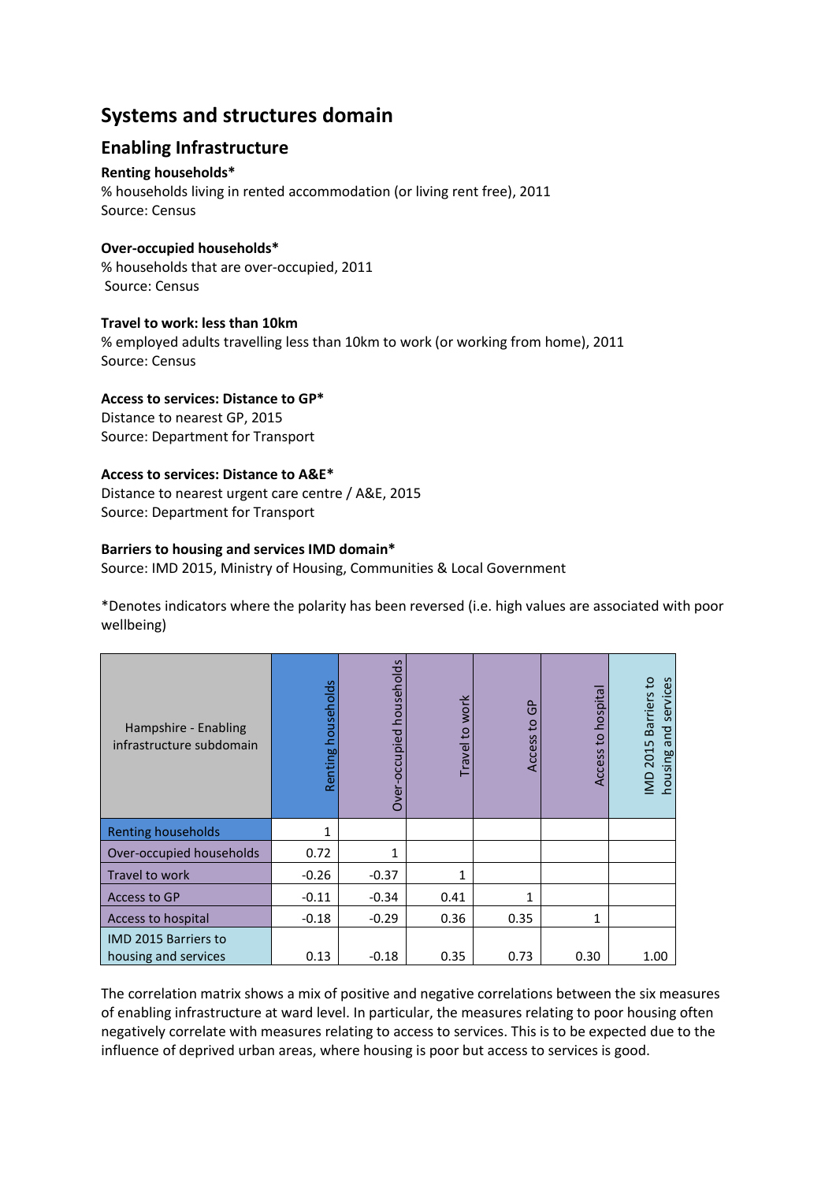# Systems and structures domain

## Enabling Infrastructure

**Renting households***
% households living in rented accommodation (or living rent free), 2011
Source: Census

**Over-occupied households***
% households that are over-occupied, 2011
Source: Census

**Travel to work: less than 10km**
% employed adults travelling less than 10km to work (or working from home), 2011
Source: Census

**Access to services: Distance to GP***
Distance to nearest GP, 2015
Source: Department for Transport

**Access to services: Distance to A&E***
Distance to nearest urgent care centre / A&E, 2015
Source: Department for Transport

**Barriers to housing and services IMD domain***
Source: IMD 2015, Ministry of Housing, Communities & Local Government

*Denotes indicators where the polarity has been reversed (i.e. high values are associated with poor wellbeing)

| Hampshire - Enabling infrastructure subdomain | Renting households | Over-occupied households | Travel to work | Access to GP | Access to hospital | IMD 2015 Barriers to housing and services |
|---|---|---|---|---|---|---|
| Renting households | 1 | | | | | |
| Over-occupied households | 0.72 | 1 | | | | |
| Travel to work | -0.26 | -0.37 | 1 | | | |
| Access to GP | -0.11 | -0.34 | 0.41 | 1 | | |
| Access to hospital | -0.18 | -0.29 | 0.36 | 0.35 | 1 | |
| IMD 2015 Barriers to housing and services | 0.13 | -0.18 | 0.35 | 0.73 | 0.30 | 1.00 |

The correlation matrix shows a mix of positive and negative correlations between the six measures of enabling infrastructure at ward level. In particular, the measures relating to poor housing often negatively correlate with measures relating to access to services. This is to be expected due to the influence of deprived urban areas, where housing is poor but access to services is good.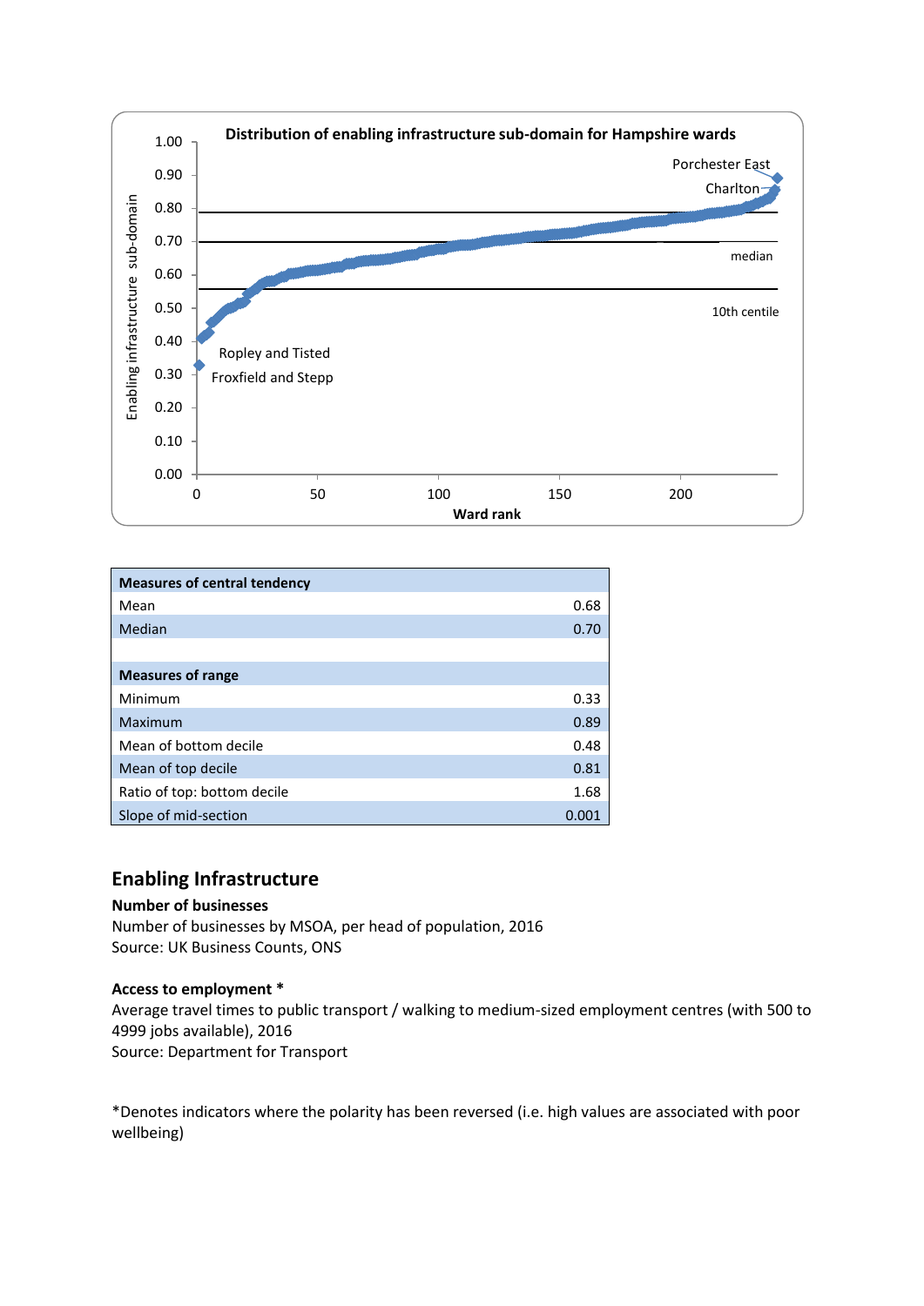**Distribution of enabling infrastructure sub-domain for Hampshire wards**

| Measures of central tendency | |
|---|---|
| Mean | 0.68 |
| Median | 0.70 |
| | |
| **Measures of range** | |
| Minimum | 0.33 |
| Maximum | 0.89 |
| Mean of bottom decile | 0.48 |
| Mean of top decile | 0.81 |
| Ratio of top: bottom decile | 1.68 |
| Slope of mid-section | 0.001 |

## Enabling Infrastructure

**Number of businesses**
Number of businesses by MSOA, per head of population, 2016
Source: UK Business Counts, ONS

**Access to employment ***
Average travel times to public transport / walking to medium-sized employment centres (with 500 to 4999 jobs available), 2016
Source: Department for Transport

*Denotes indicators where the polarity has been reversed (i.e. high values are associated with poor wellbeing)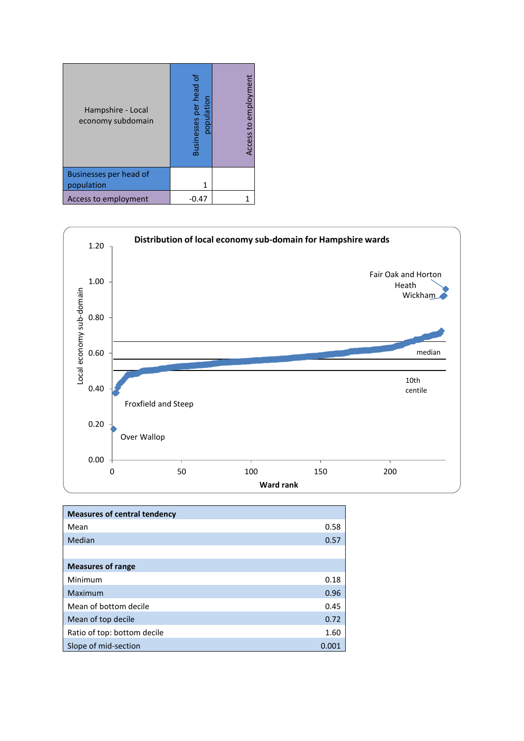| Hampshire - Local economy subdomain | Businesses per head of population | Access to employment |
|---|---|---|
| Businesses per head of population | 1 | |
| Access to employment | -0.47 | 1 |

**Distribution of local economy sub-domain for Hampshire wards**

| Measures of central tendency | |
|---|---|
| Mean | 0.58 |
| Median | 0.57 |
| | |
| **Measures of range** | |
| Minimum | 0.18 |
| Maximum | 0.96 |
| Mean of bottom decile | 0.45 |
| Mean of top decile | 0.72 |
| Ratio of top: bottom decile | 1.60 |
| Slope of mid-section | 0.001 |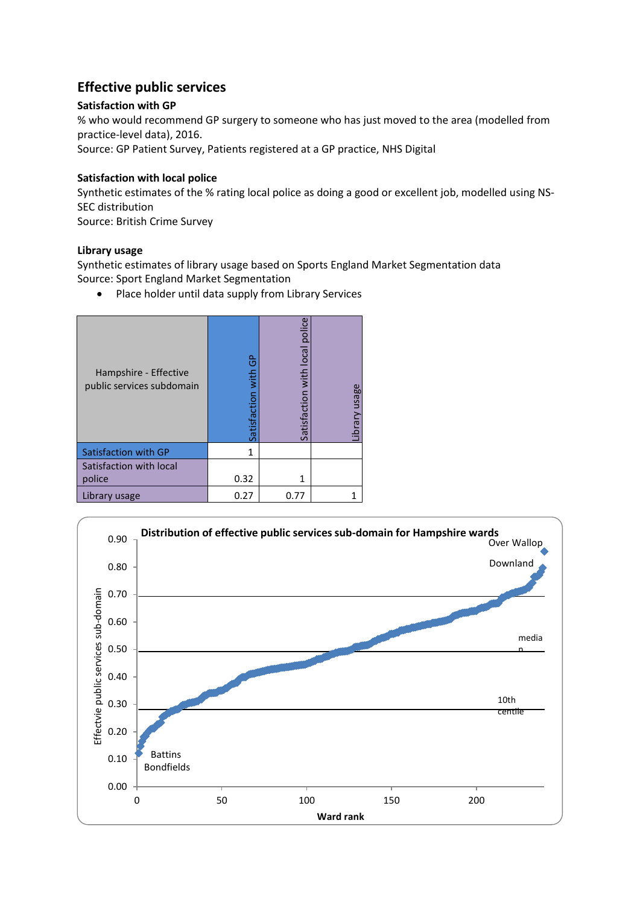## Effective public services

### Satisfaction with GP

% who would recommend GP surgery to someone who has just moved to the area (modelled from practice-level data), 2016.
Source: GP Patient Survey, Patients registered at a GP practice, NHS Digital

### Satisfaction with local police

Synthetic estimates of the % rating local police as doing a good or excellent job, modelled using NS-SEC distribution
Source: British Crime Survey

### Library usage

Synthetic estimates of library usage based on Sports England Market Segmentation data
Source: Sport England Market Segmentation

- Place holder until data supply from Library Services

| Hampshire - Effective public services subdomain | Satisfaction with GP | Satisfaction with local police | Library usage |
|---|---|---|---|
| Satisfaction with GP | 1 | | |
| Satisfaction with local police | 0.32 | 1 | |
| Library usage | 0.27 | 0.77 | 1 |

**Distribution of effective public services sub-domain for Hampshire wards**

(Chart: y-axis "Effectvie public services sub-domain" 0.00–0.90; x-axis "Ward rank" 0–200; labelled points: Over Wallop, Downland, Battins, Bondfields; reference lines: median, 10th centile)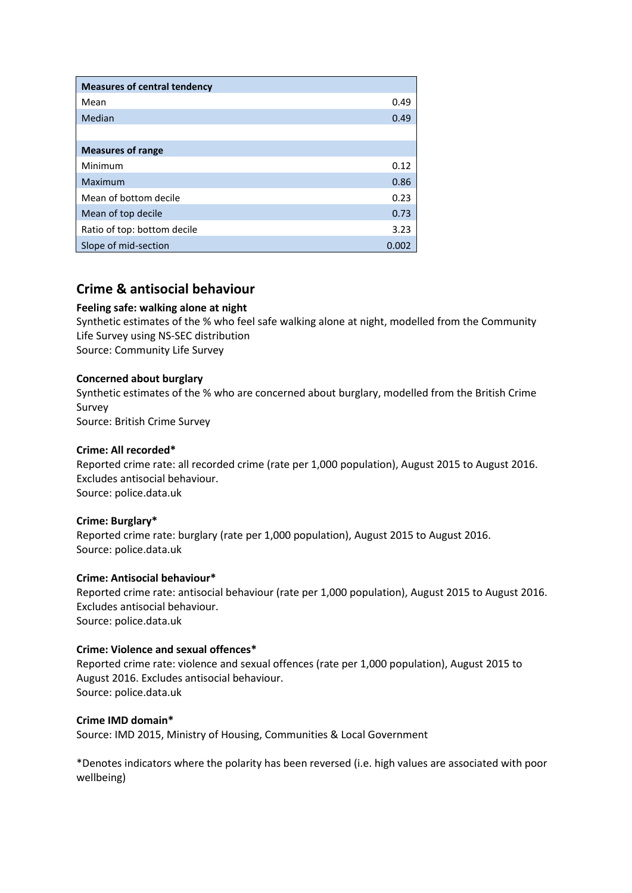| Measures of central tendency | |
|---|---|
| Mean | 0.49 |
| Median | 0.49 |
| | |
| **Measures of range** | |
| Minimum | 0.12 |
| Maximum | 0.86 |
| Mean of bottom decile | 0.23 |
| Mean of top decile | 0.73 |
| Ratio of top: bottom decile | 3.23 |
| Slope of mid-section | 0.002 |

## Crime & antisocial behaviour

**Feeling safe: walking alone at night**
Synthetic estimates of the % who feel safe walking alone at night, modelled from the Community Life Survey using NS-SEC distribution
Source: Community Life Survey

**Concerned about burglary**
Synthetic estimates of the % who are concerned about burglary, modelled from the British Crime Survey
Source: British Crime Survey

**Crime: All recorded***
Reported crime rate: all recorded crime (rate per 1,000 population), August 2015 to August 2016. Excludes antisocial behaviour.
Source: police.data.uk

**Crime: Burglary***
Reported crime rate: burglary (rate per 1,000 population), August 2015 to August 2016.
Source: police.data.uk

**Crime: Antisocial behaviour***
Reported crime rate: antisocial behaviour (rate per 1,000 population), August 2015 to August 2016. Excludes antisocial behaviour.
Source: police.data.uk

**Crime: Violence and sexual offences***
Reported crime rate: violence and sexual offences (rate per 1,000 population), August 2015 to August 2016. Excludes antisocial behaviour.
Source: police.data.uk

**Crime IMD domain***
Source: IMD 2015, Ministry of Housing, Communities & Local Government

*Denotes indicators where the polarity has been reversed (i.e. high values are associated with poor wellbeing)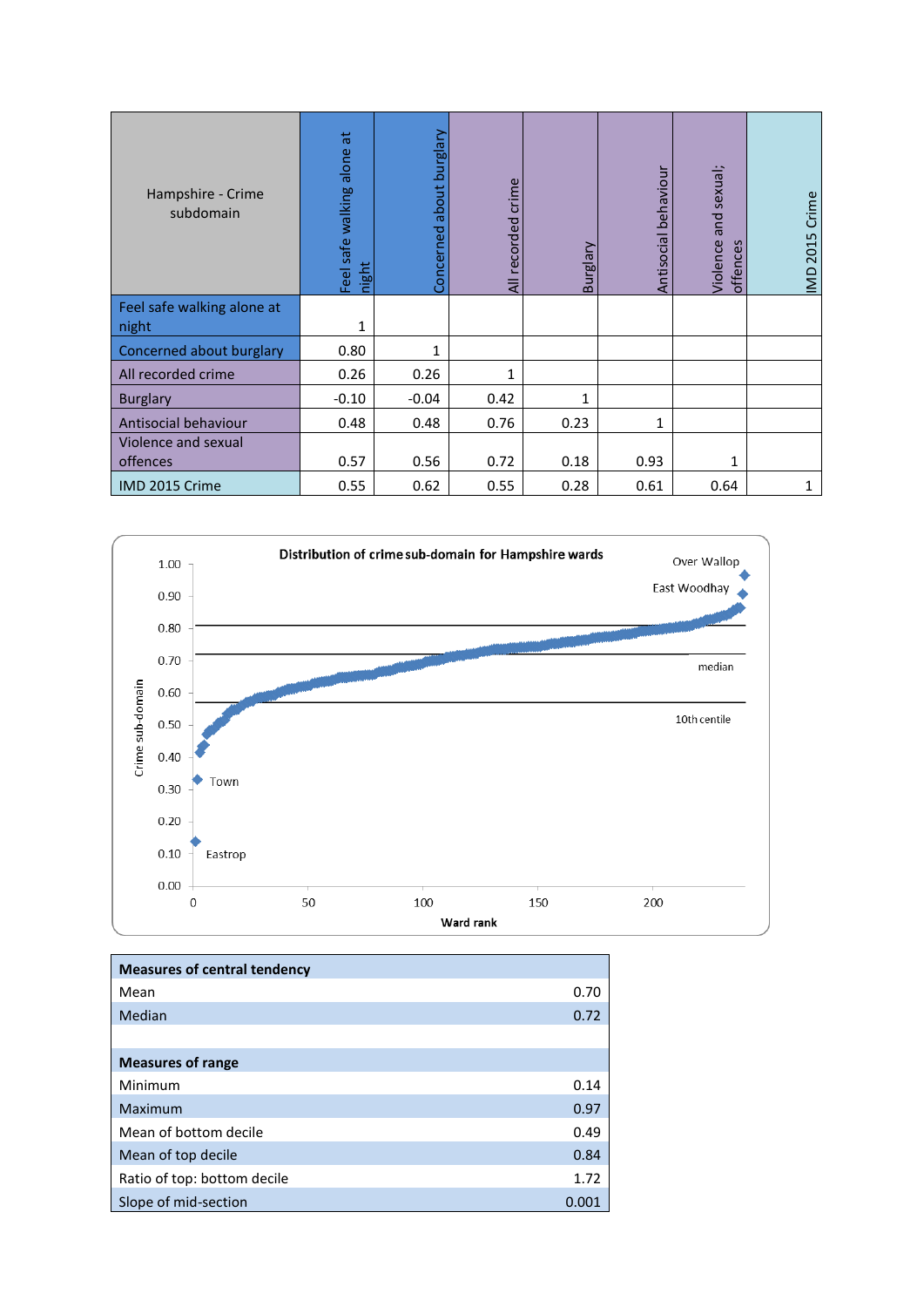| Hampshire - Crime subdomain | Feel safe walking alone at night | Concerned about burglary | All recorded crime | Burglary | Antisocial behaviour | Violence and sexual; offences | IMD 2015 Crime |
|---|---|---|---|---|---|---|---|
| Feel safe walking alone at night | 1 | | | | | | |
| Concerned about burglary | 0.80 | 1 | | | | | |
| All recorded crime | 0.26 | 0.26 | 1 | | | | |
| Burglary | -0.10 | -0.04 | 0.42 | 1 | | | |
| Antisocial behaviour | 0.48 | 0.48 | 0.76 | 0.23 | 1 | | |
| Violence and sexual offences | 0.57 | 0.56 | 0.72 | 0.18 | 0.93 | 1 | |
| IMD 2015 Crime | 0.55 | 0.62 | 0.55 | 0.28 | 0.61 | 0.64 | 1 |

**Distribution of crime sub-domain for Hampshire wards**

| Measures of central tendency | |
|---|---|
| Mean | 0.70 |
| Median | 0.72 |
| | |
| **Measures of range** | |
| Minimum | 0.14 |
| Maximum | 0.97 |
| Mean of bottom decile | 0.49 |
| Mean of top decile | 0.84 |
| Ratio of top: bottom decile | 1.72 |
| Slope of mid-section | 0.001 |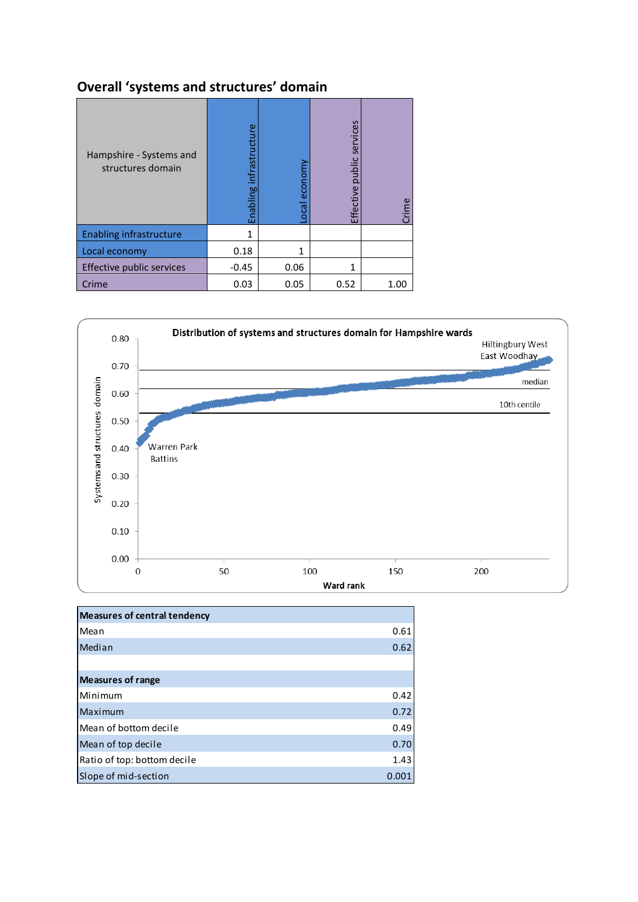## Overall 'systems and structures' domain

| Hampshire - Systems and structures domain | Enabling infrastructure | Local economy | Effective public services | Crime |
|---|---|---|---|---|
| Enabling infrastructure | 1 | | | |
| Local economy | 0.18 | 1 | | |
| Effective public services | -0.45 | 0.06 | 1 | |
| Crime | 0.03 | 0.05 | 0.52 | 1.00 |

Distribution of systems and structures domain for Hampshire wards

Systems and structures domain

0.80
0.70
0.60
0.50
0.40
0.30
0.20
0.10
0.00

0
50
100
150
200

Ward rank

Hiltingbury West
East Woodhay
median
10th centile
Warren Park
Battins

| Measures of central tendency | |
|---|---|
| Mean | 0.61 |
| Median | 0.62 |
| | |
| **Measures of range** | |
| Minimum | 0.42 |
| Maximum | 0.72 |
| Mean of bottom decile | 0.49 |
| Mean of top decile | 0.70 |
| Ratio of top: bottom decile | 1.43 |
| Slope of mid-section | 0.001 |